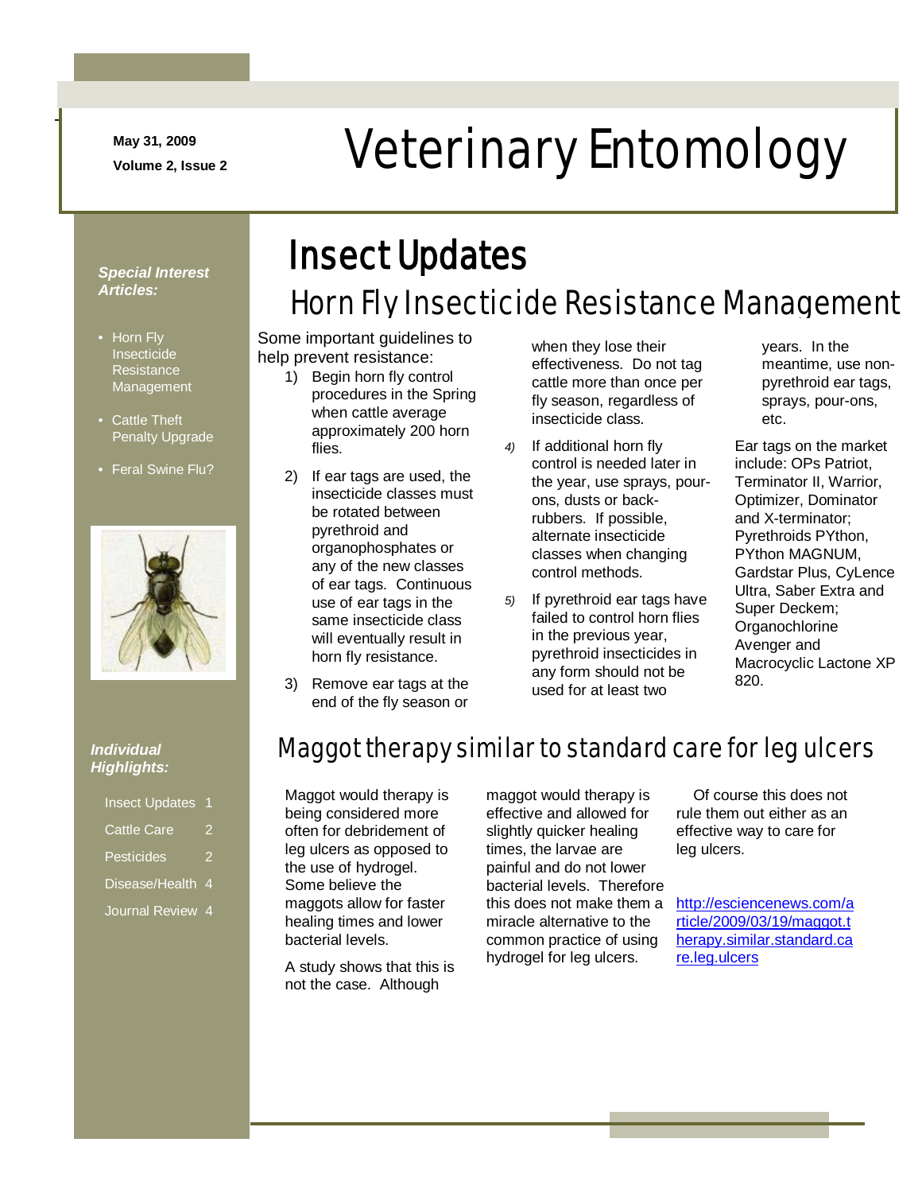May 31, 2009

Volume 2, Issue 2

# Veterinary Entomology

***Special Interest Articles:***

- Horn Fly Insecticide Resistance Management
- Cattle Theft Penalty Upgrade
- Feral Swine Flu?

***Individual Highlights:***

- Insect Updates 1
- Cattle Care 2
- Pesticides 2
- Disease/Health 4
- Journal Review 4

# Insect Updates

## Horn Fly Insecticide Resistance Management

Some important guidelines to help prevent resistance:

1) Begin horn fly control procedures in the Spring when cattle average approximately 200 horn flies.

2) If ear tags are used, the insecticide classes must be rotated between pyrethroid and organophosphates or any of the new classes of ear tags. Continuous use of ear tags in the same insecticide class will eventually result in horn fly resistance.

3) Remove ear tags at the end of the fly season or when they lose their effectiveness. Do not tag cattle more than once per fly season, regardless of insecticide class.

4) If additional horn fly control is needed later in the year, use sprays, pour-ons, dusts or back-rubbers. If possible, alternate insecticide classes when changing control methods.

5) If pyrethroid ear tags have failed to control horn flies in the previous year, pyrethroid insecticides in any form should not be used for at least two years. In the meantime, use non-pyrethroid ear tags, sprays, pour-ons, etc.

Ear tags on the market include: OPs Patriot, Terminator II, Warrior, Optimizer, Dominator and X-terminator; Pyrethroids PYthon, PYthon MAGNUM, Gardstar Plus, CyLence Ultra, Saber Extra and Super Deckem; Organochlorine Avenger and Macrocyclic Lactone XP 820.

## Maggot therapy similar to standard care for leg ulcers

Maggot would therapy is being considered more often for debridement of leg ulcers as opposed to the use of hydrogel. Some believe the maggots allow for faster healing times and lower bacterial levels.

A study shows that this is not the case. Although maggot would therapy is effective and allowed for slightly quicker healing times, the larvae are painful and do not lower bacterial levels. Therefore this does not make them a miracle alternative to the common practice of using hydrogel for leg ulcers.

Of course this does not rule them out either as an effective way to care for leg ulcers.

http://esciencenews.com/article/2009/03/19/maggot.therapy.similar.standard.care.leg.ulcers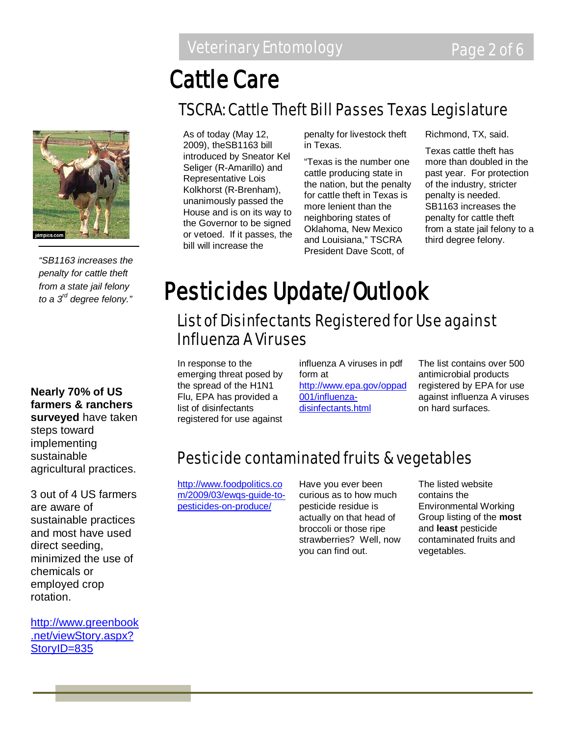# Cattle Care

## TSCRA: Cattle Theft Bill Passes Texas Legislature

As of today (May 12, 2009), theSB1163 bill introduced by Sneator Kel Seliger (R-Amarillo) and Representative Lois Kolkhorst (R-Brenham), unanimously passed the House and is on its way to the Governor to be signed or vetoed. If it passes, the bill will increase the penalty for livestock theft in Texas.

"Texas is the number one cattle producing state in the nation, but the penalty for cattle theft in Texas is more lenient than the neighboring states of Oklahoma, New Mexico and Louisiana," TSCRA President Dave Scott, of Richmond, TX, said.

Texas cattle theft has more than doubled in the past year. For protection of the industry, stricter penalty is needed. SB1163 increases the penalty for cattle theft from a state jail felony to a third degree felony.

*"SB1163 increases the penalty for cattle theft from a state jail felony to a 3rd degree felony."*

# Pesticides Update/Outlook

## List of Disinfectants Registered for Use against Influenza A Viruses

In response to the emerging threat posed by the spread of the H1N1 Flu, EPA has provided a list of disinfectants registered for use against influenza A viruses in pdf form at http://www.epa.gov/oppad001/influenza-disinfectants.html

The list contains over 500 antimicrobial products registered by EPA for use against influenza A viruses on hard surfaces.

## Pesticide contaminated fruits & vegetables

http://www.foodpolitics.com/2009/03/ewgs-guide-to-pesticides-on-produce/

Have you ever been curious as to how much pesticide residue is actually on that head of broccoli or those ripe strawberries? Well, now you can find out.

The listed website contains the Environmental Working Group listing of the **most** and **least** pesticide contaminated fruits and vegetables.

**Nearly 70% of US farmers & ranchers surveyed** have taken steps toward implementing sustainable agricultural practices.

3 out of 4 US farmers are aware of sustainable practices and most have used direct seeding, minimized the use of chemicals or employed crop rotation.

http://www.greenbook.net/viewStory.aspx?StoryID=835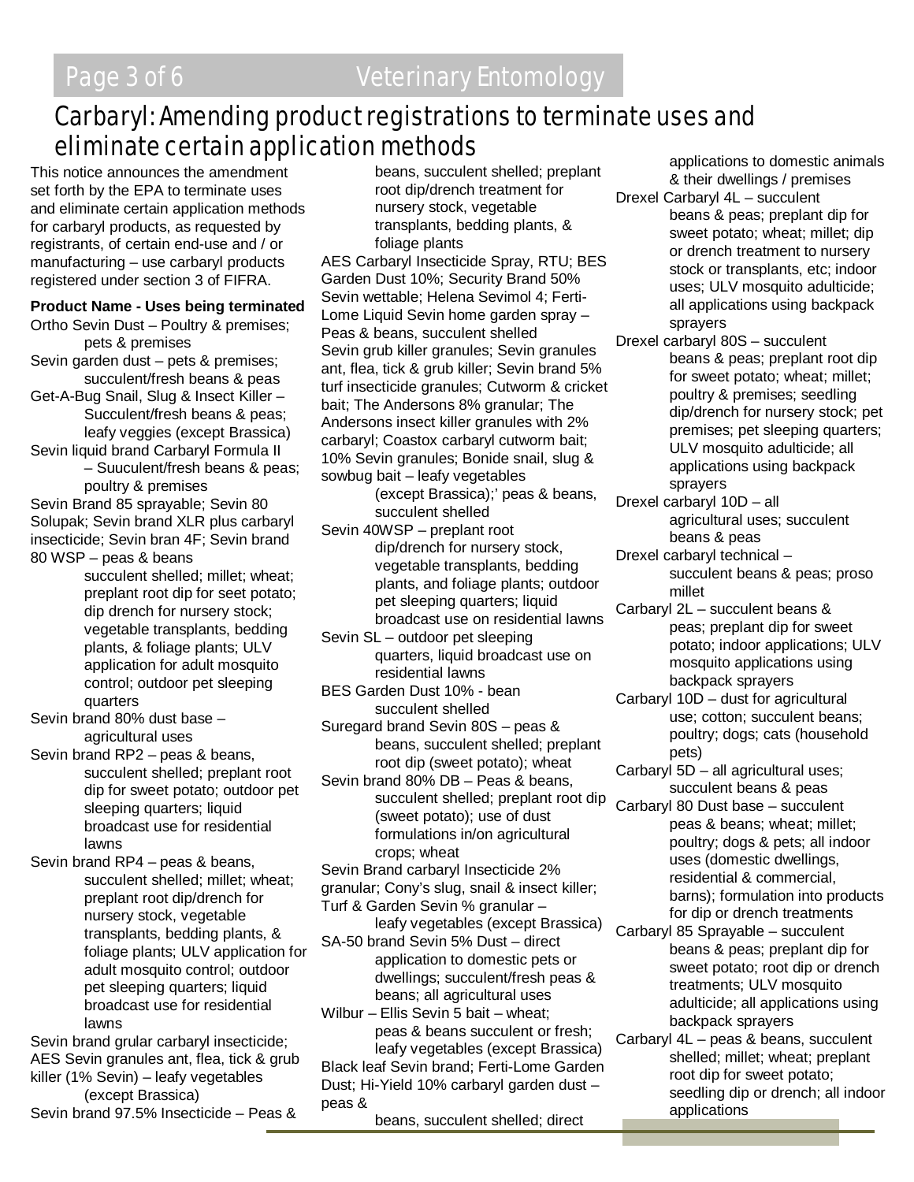# Carbaryl: Amending product registrations to terminate uses and eliminate certain application methods

This notice announces the amendment set forth by the EPA to terminate uses and eliminate certain application methods for carbaryl products, as requested by registrants, of certain end-use and / or manufacturing – use carbaryl products registered under section 3 of FIFRA.

**Product Name - Uses being terminated**

Ortho Sevin Dust – Poultry & premises; pets & premises

Sevin garden dust – pets & premises; succulent/fresh beans & peas

Get-A-Bug Snail, Slug & Insect Killer – Succulent/fresh beans & peas; leafy veggies (except Brassica)

Sevin liquid brand Carbaryl Formula II – Suuculent/fresh beans & peas; poultry & premises

Sevin Brand 85 sprayable; Sevin 80 Solupak; Sevin brand XLR plus carbaryl insecticide; Sevin bran 4F; Sevin brand 80 WSP – peas & beans succulent shelled; millet; wheat; preplant root dip for seet potato; dip drench for nursery stock; vegetable transplants, bedding plants, & foliage plants; ULV application for adult mosquito control; outdoor pet sleeping quarters

Sevin brand 80% dust base – agricultural uses

Sevin brand RP2 – peas & beans, succulent shelled; preplant root dip for sweet potato; outdoor pet sleeping quarters; liquid broadcast use for residential lawns

Sevin brand RP4 – peas & beans, succulent shelled; millet; wheat; preplant root dip/drench for nursery stock, vegetable transplants, bedding plants, & foliage plants; ULV application for adult mosquito control; outdoor pet sleeping quarters; liquid broadcast use for residential lawns

Sevin brand grular carbaryl insecticide; AES Sevin granules ant, flea, tick & grub killer (1% Sevin) – leafy vegetables (except Brassica)

Sevin brand 97.5% Insecticide – Peas & beans, succulent shelled; preplant root dip/drench treatment for nursery stock, vegetable transplants, bedding plants, & foliage plants

AES Carbaryl Insecticide Spray, RTU; BES Garden Dust 10%; Security Brand 50% Sevin wettable; Helena Sevimol 4; Ferti-Lome Liquid Sevin home garden spray – Peas & beans, succulent shelled

Sevin grub killer granules; Sevin granules ant, flea, tick & grub killer; Sevin brand 5% turf insecticide granules; Cutworm & cricket bait; The Andersons 8% granular; The Andersons insect killer granules with 2% carbaryl; Coastox carbaryl cutworm bait; 10% Sevin granules; Bonide snail, slug & sowbug bait – leafy vegetables (except Brassica);' peas & beans, succulent shelled

Sevin 40WSP – preplant root dip/drench for nursery stock, vegetable transplants, bedding plants, and foliage plants; outdoor pet sleeping quarters; liquid broadcast use on residential lawns

Sevin SL – outdoor pet sleeping quarters, liquid broadcast use on residential lawns

BES Garden Dust 10% - bean succulent shelled

Suregard brand Sevin 80S – peas & beans, succulent shelled; preplant root dip (sweet potato); wheat

Sevin brand 80% DB – Peas & beans, succulent shelled; preplant root dip (sweet potato); use of dust formulations in/on agricultural crops; wheat

Sevin Brand carbaryl Insecticide 2% granular; Cony's slug, snail & insect killer; Turf & Garden Sevin % granular – leafy vegetables (except Brassica)

SA-50 brand Sevin 5% Dust – direct application to domestic pets or dwellings; succulent/fresh peas & beans; all agricultural uses

Wilbur – Ellis Sevin 5 bait – wheat; peas & beans succulent or fresh; leafy vegetables (except Brassica)

Black leaf Sevin brand; Ferti-Lome Garden Dust; Hi-Yield 10% carbaryl garden dust – peas & beans, succulent shelled; direct applications to domestic animals & their dwellings / premises

Drexel Carbaryl 4L – succulent beans & peas; preplant dip for sweet potato; wheat; millet; dip or drench treatment to nursery stock or transplants, etc; indoor uses; ULV mosquito adulticide; all applications using backpack sprayers

Drexel carbaryl 80S – succulent beans & peas; preplant root dip for sweet potato; wheat; millet; poultry & premises; seedling dip/drench for nursery stock; pet premises; pet sleeping quarters; ULV mosquito adulticide; all applications using backpack sprayers

Drexel carbaryl 10D – all agricultural uses; succulent beans & peas

Drexel carbaryl technical – succulent beans & peas; proso millet

Carbaryl 2L – succulent beans & peas; preplant dip for sweet potato; indoor applications; ULV mosquito applications using backpack sprayers

Carbaryl 10D – dust for agricultural use; cotton; succulent beans; poultry; dogs; cats (household pets)

Carbaryl 5D – all agricultural uses; succulent beans & peas

Carbaryl 80 Dust base – succulent peas & beans; wheat; millet; poultry; dogs & pets; all indoor uses (domestic dwellings, residential & commercial, barns); formulation into products for dip or drench treatments

Carbaryl 85 Sprayable – succulent beans & peas; preplant dip for sweet potato; root dip or drench treatments; ULV mosquito adulticide; all applications using backpack sprayers

Carbaryl 4L – peas & beans, succulent shelled; millet; wheat; preplant root dip for sweet potato; seedling dip or drench; all indoor applications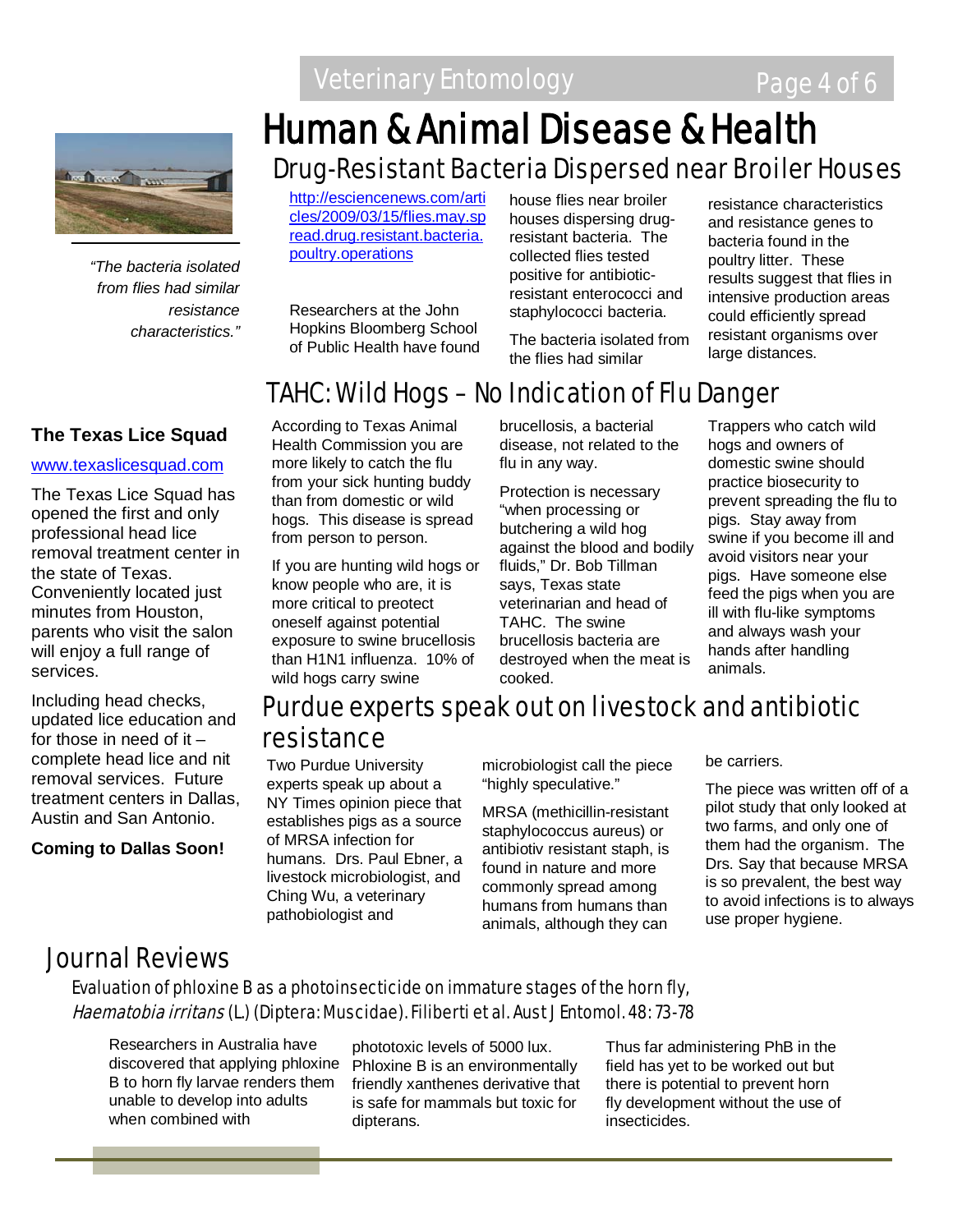# Human & Animal Disease & Health

## Drug-Resistant Bacteria Dispersed near Broiler Houses

http://esciencenews.com/articles/2009/03/15/flies.may.spread.drug.resistant.bacteria.poultry.operations

Researchers at the John Hopkins Bloomberg School of Public Health have found house flies near broiler houses dispersing drug-resistant bacteria. The collected flies tested positive for antibiotic-resistant enterococci and staphylococci bacteria.

The bacteria isolated from the flies had similar resistance characteristics and resistance genes to bacteria found in the poultry litter. These results suggest that flies in intensive production areas could efficiently spread resistant organisms over large distances.

*"The bacteria isolated from flies had similar resistance characteristics."*

## TAHC: Wild Hogs – No Indication of Flu Danger

According to Texas Animal Health Commission you are more likely to catch the flu from your sick hunting buddy than from domestic or wild hogs. This disease is spread from person to person.

If you are hunting wild hogs or know people who are, it is more critical to preotect oneself against potential exposure to swine brucellosis than H1N1 influenza. 10% of wild hogs carry swine brucellosis, a bacterial disease, not related to the flu in any way.

Protection is necessary "when processing or butchering a wild hog against the blood and bodily fluids," Dr. Bob Tillman says, Texas state veterinarian and head of TAHC. The swine brucellosis bacteria are destroyed when the meat is cooked.

Trappers who catch wild hogs and owners of domestic swine should practice biosecurity to prevent spreading the flu to pigs. Stay away from swine if you become ill and avoid visitors near your pigs. Have someone else feed the pigs when you are ill with flu-like symptoms and always wash your hands after handling animals.

**The Texas Lice Squad**

www.texaslicesquad.com

The Texas Lice Squad has opened the first and only professional head lice removal treatment center in the state of Texas. Conveniently located just minutes from Houston, parents who visit the salon will enjoy a full range of services.

Including head checks, updated lice education and for those in need of it – complete head lice and nit removal services. Future treatment centers in Dallas, Austin and San Antonio.

**Coming to Dallas Soon!**

## Purdue experts speak out on livestock and antibiotic resistance

Two Purdue University experts speak up about a NY Times opinion piece that establishes pigs as a source of MRSA infection for humans. Drs. Paul Ebner, a livestock microbiologist, and Ching Wu, a veterinary pathobiologist and microbiologist call the piece "highly speculative."

MRSA (methicillin-resistant staphylococcus aureus) or antibiotiv resistant staph, is found in nature and more commonly spread among humans from humans than animals, although they can be carriers.

The piece was written off of a pilot study that only looked at two farms, and only one of them had the organism. The Drs. Say that because MRSA is so prevalent, the best way to avoid infections is to always use proper hygiene.

# Journal Reviews

### Evaluation of phloxine B as a photoinsecticide on immature stages of the horn fly, *Haematobia irritans* (L.) (Diptera: Muscidae). Filiberti et al. Aust J Entomol. 48: 73-78

Researchers in Australia have discovered that applying phloxine B to horn fly larvae renders them unable to develop into adults when combined with phototoxic levels of 5000 lux. Phloxine B is an environmentally friendly xanthenes derivative that is safe for mammals but toxic for dipterans.

Thus far administering PhB in the field has yet to be worked out but there is potential to prevent horn fly development without the use of insecticides.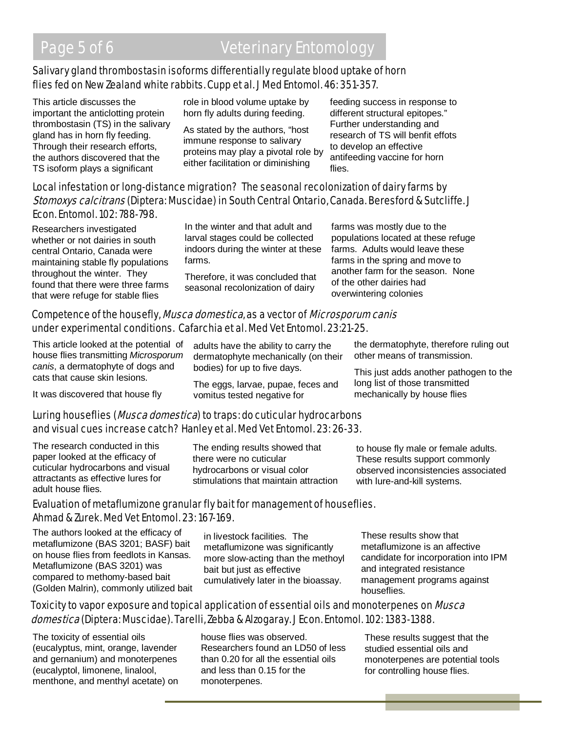## Salivary gland thrombostasin isoforms differentially regulate blood uptake of horn flies fed on New Zealand white rabbits. Cupp et al. J Med Entomol. 46: 351-357.

This article discusses the important the anticlotting protein thrombostasin (TS) in the salivary gland has in horn fly feeding. Through their research efforts, the authors discovered that the TS isoform plays a significant role in blood volume uptake by horn fly adults during feeding.

As stated by the authors, "host immune response to salivary proteins may play a pivotal role by either facilitation or diminishing feeding success in response to different structural epitopes." Further understanding and research of TS will benfit effots to develop an effective antifeeding vaccine for horn flies.

## Local infestation or long-distance migration? The seasonal recolonization of dairy farms by *Stomoxys calcitrans* (Diptera: Muscidae) in South Central Ontario, Canada. Beresford & Sutcliffe. J Econ. Entomol. 102: 788-798.

Researchers investigated whether or not dairies in south central Ontario, Canada were maintaining stable fly populations throughout the winter. They found that there were three farms that were refuge for stable flies In the winter and that adult and larval stages could be collected indoors during the winter at these farms.

Therefore, it was concluded that seasonal recolonization of dairy farms was mostly due to the populations located at these refuge farms. Adults would leave these farms in the spring and move to another farm for the season. None of the other dairies had overwintering colonies

## Competence of the housefly, *Musca domestica*, as a vector of *Microsporum canis* under experimental conditions. Cafarchia et al. Med Vet Entomol. 23:21-25.

This article looked at the potential of house flies transmitting *Microsporum canis*, a dermatophyte of dogs and cats that cause skin lesions.

It was discovered that house fly adults have the ability to carry the dermatophyte mechanically (on their bodies) for up to five days.

The eggs, larvae, pupae, feces and vomitus tested negative for the dermatophyte, therefore ruling out other means of transmission.

This just adds another pathogen to the long list of those transmitted mechanically by house flies

## Luring houseflies (*Musca domestica*) to traps: do cuticular hydrocarbons and visual cues increase catch? Hanley et al. Med Vet Entomol. 23: 26-33.

The research conducted in this paper looked at the efficacy of cuticular hydrocarbons and visual attractants as effective lures for adult house flies.

The ending results showed that there were no cuticular hydrocarbons or visual color stimulations that maintain attraction to house fly male or female adults. These results support commonly observed inconsistencies associated with lure-and-kill systems.

## Evaluation of metaflumizone granular fly bait for management of houseflies. Ahmad & Zurek. Med Vet Entomol. 23: 167-169.

The authors looked at the efficacy of metaflumizone (BAS 3201; BASF) bait on house flies from feedlots in Kansas. Metaflumizone (BAS 3201) was compared to methomy-based bait (Golden Malrin), commonly utilized bait in livestock facilities. The metaflumizone was significantly more slow-acting than the methoyl bait but just as effective cumulatively later in the bioassay.

These results show that metaflumizone is an affective candidate for incorporation into IPM and integrated resistance management programs against houseflies.

## Toxicity to vapor exposure and topical application of essential oils and monoterpenes on *Musca domestica* (Diptera: Muscidae). Tarelli, Zebba & Alzogaray. J Econ. Entomol. 102: 1383-1388.

The toxicity of essential oils (eucalyptus, mint, orange, lavender and gernanium) and monoterpenes (eucalyptol, limonene, linalool, menthone, and menthyl acetate) on house flies was observed. Researchers found an LD50 of less than 0.20 for all the essential oils and less than 0.15 for the monoterpenes.

These results suggest that the studied essential oils and monoterpenes are potential tools for controlling house flies.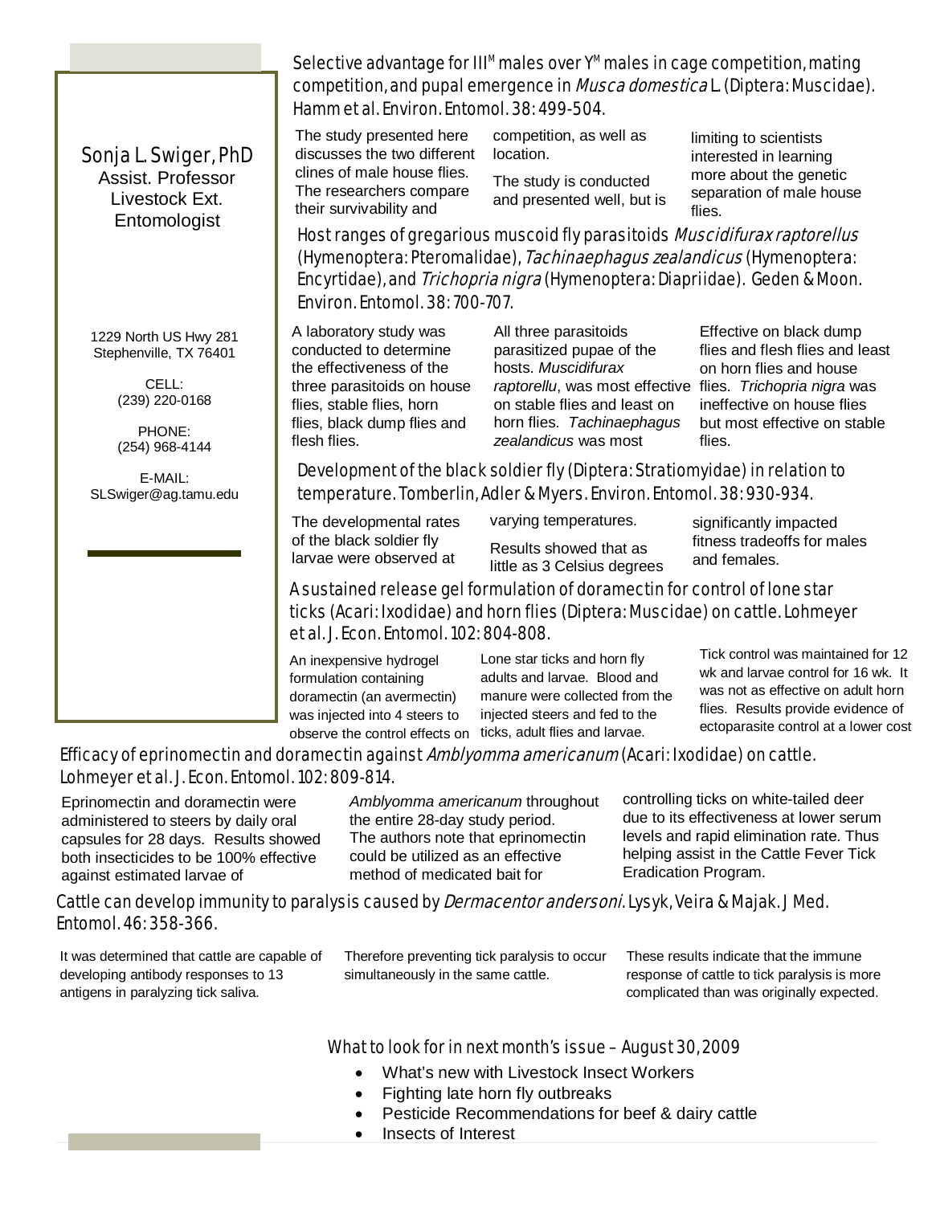Sonja L. Swiger, PhD
Assist. Professor
Livestock Ext. Entomologist

1229 North US Hwy 281
Stephenville, TX 76401

CELL:
(239) 220-0168

PHONE:
(254) 968-4144

E-MAIL:
SLSwiger@ag.tamu.edu

### Selective advantage for III$^M$ males over Y$^M$ males in cage competition, mating competition, and pupal emergence in *Musca domestica* L. (Diptera: Muscidae). Hamm et al. Environ. Entomol. 38: 499-504.

The study presented here discusses the two different clines of male house flies. The researchers compare their survivability and competition, as well as location.

The study is conducted and presented well, but is limiting to scientists interested in learning more about the genetic separation of male house flies.

### Host ranges of gregarious muscoid fly parasitoids *Muscidifurax raptorellus* (Hymenoptera: Pteromalidae), *Tachinaephagus zealandicus* (Hymenoptera: Encyrtidae), and *Trichopria nigra* (Hymenoptera: Diapriidae). Geden & Moon. Environ. Entomol. 38: 700-707.

A laboratory study was conducted to determine the effectiveness of the three parasitoids on house flies, stable flies, horn flies, black dump flies and flesh flies. All three parasitoids parasitized pupae of the hosts. *Muscidifurax raptorellu*, was most effective on stable flies and least on horn flies. *Tachinaephagus zealandicus* was most Effective on black dump flies and flesh flies and least on horn flies and house flies. *Trichopria nigra* was ineffective on house flies but most effective on stable flies.

### Development of the black soldier fly (Diptera: Stratiomyidae) in relation to temperature. Tomberlin, Adler & Myers. Environ. Entomol. 38: 930-934.

The developmental rates of the black soldier fly larvae were observed at varying temperatures.

Results showed that as little as 3 Celsius degrees significantly impacted fitness tradeoffs for males and females.

### A sustained release gel formulation of doramectin for control of lone star ticks (Acari: Ixodidae) and horn flies (Diptera: Muscidae) on cattle. Lohmeyer et al. J. Econ. Entomol. 102: 804-808.

An inexpensive hydrogel formulation containing doramectin (an avermectin) was injected into 4 steers to observe the control effects on Lone star ticks and horn fly adults and larvae. Blood and manure were collected from the injected steers and fed to the ticks, adult flies and larvae.

Tick control was maintained for 12 wk and larvae control for 16 wk. It was not as effective on adult horn flies. Results provide evidence of ectoparasite control at a lower cost

### Efficacy of eprinomectin and doramectin against *Amblyomma americanum* (Acari: Ixodidae) on cattle. Lohmeyer et al. J. Econ. Entomol. 102: 809-814.

Eprinomectin and doramectin were administered to steers by daily oral capsules for 28 days. Results showed both insecticides to be 100% effective against estimated larvae of *Amblyomma americanum* throughout the entire 28-day study period. The authors note that eprinomectin could be utilized as an effective method of medicated bait for controlling ticks on white-tailed deer due to its effectiveness at lower serum levels and rapid elimination rate. Thus helping assist in the Cattle Fever Tick Eradication Program.

### Cattle can develop immunity to paralysis caused by *Dermacentor andersoni*. Lysyk, Veira & Majak. J Med. Entomol. 46: 358-366.

It was determined that cattle are capable of developing antibody responses to 13 antigens in paralyzing tick saliva.

Therefore preventing tick paralysis to occur simultaneously in the same cattle.

These results indicate that the immune response of cattle to tick paralysis is more complicated than was originally expected.

### What to look for in next month's issue – August 30, 2009

- What's new with Livestock Insect Workers
- Fighting late horn fly outbreaks
- Pesticide Recommendations for beef & dairy cattle
- Insects of Interest